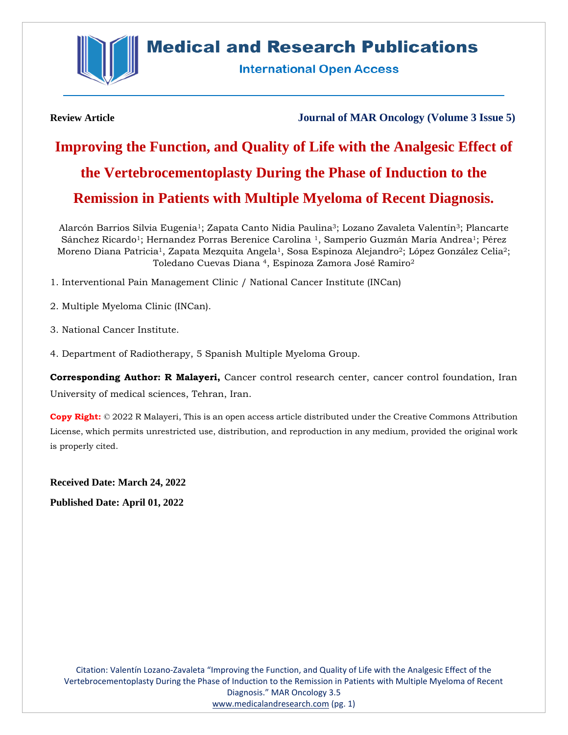**Review Article** **Journal of MAR Oncology (Volume 3 Issue 5)**

# Improving the Function, and Quality of Life with the Analgesic Effect of the Vertebrocementoplasty During the Phase of Induction to the Remission in Patients with Multiple Myeloma of Recent Diagnosis.

Alarcón Barrios Silvia Eugenia[1]; Zapata Canto Nidia Paulina[3]; Lozano Zavaleta Valentín[3]; Plancarte Sánchez Ricardo[1]; Hernandez Porras Berenice Carolina [1], Samperio Guzmán María Andrea[1]; Pérez Moreno Diana Patricia[1], Zapata Mezquita Angela[1], Sosa Espinoza Alejandro[2]; López González Celia[2]; Toledano Cuevas Diana [4], Espinoza Zamora José Ramiro[2]

1. Interventional Pain Management Clinic / National Cancer Institute (INCan)

2. Multiple Myeloma Clinic (INCan).

3. National Cancer Institute.

4. Department of Radiotherapy, 5 Spanish Multiple Myeloma Group.

**Corresponding Author: R Malayeri,** Cancer control research center, cancer control foundation, Iran University of medical sciences, Tehran, Iran.

**Copy Right:** © 2022 R Malayeri, This is an open access article distributed under the Creative Commons Attribution License, which permits unrestricted use, distribution, and reproduction in any medium, provided the original work is properly cited.

**Received Date: March 24, 2022**

**Published Date: April 01, 2022**

Citation: Valentín Lozano-Zavaleta "Improving the Function, and Quality of Life with the Analgesic Effect of the Vertebrocementoplasty During the Phase of Induction to the Remission in Patients with Multiple Myeloma of Recent Diagnosis." MAR Oncology 3.5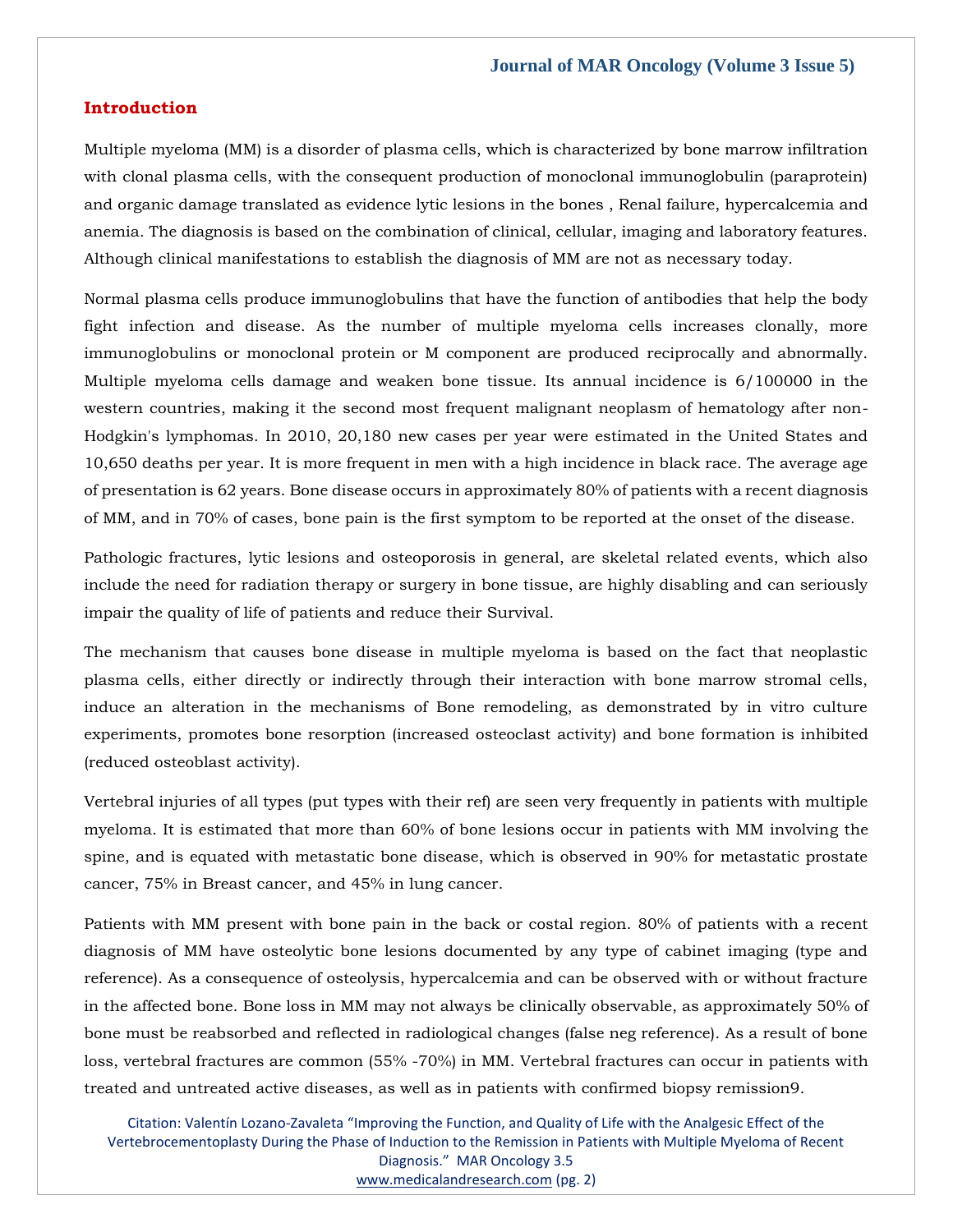## Introduction

Multiple myeloma (MM) is a disorder of plasma cells, which is characterized by bone marrow infiltration with clonal plasma cells, with the consequent production of monoclonal immunoglobulin (paraprotein) and organic damage translated as evidence lytic lesions in the bones , Renal failure, hypercalcemia and anemia. The diagnosis is based on the combination of clinical, cellular, imaging and laboratory features. Although clinical manifestations to establish the diagnosis of MM are not as necessary today.

Normal plasma cells produce immunoglobulins that have the function of antibodies that help the body fight infection and disease. As the number of multiple myeloma cells increases clonally, more immunoglobulins or monoclonal protein or M component are produced reciprocally and abnormally. Multiple myeloma cells damage and weaken bone tissue. Its annual incidence is 6/100000 in the western countries, making it the second most frequent malignant neoplasm of hematology after non-Hodgkin's lymphomas. In 2010, 20,180 new cases per year were estimated in the United States and 10,650 deaths per year. It is more frequent in men with a high incidence in black race. The average age of presentation is 62 years. Bone disease occurs in approximately 80% of patients with a recent diagnosis of MM, and in 70% of cases, bone pain is the first symptom to be reported at the onset of the disease.

Pathologic fractures, lytic lesions and osteoporosis in general, are skeletal related events, which also include the need for radiation therapy or surgery in bone tissue, are highly disabling and can seriously impair the quality of life of patients and reduce their Survival.

The mechanism that causes bone disease in multiple myeloma is based on the fact that neoplastic plasma cells, either directly or indirectly through their interaction with bone marrow stromal cells, induce an alteration in the mechanisms of Bone remodeling, as demonstrated by in vitro culture experiments, promotes bone resorption (increased osteoclast activity) and bone formation is inhibited (reduced osteoblast activity).

Vertebral injuries of all types (put types with their ref) are seen very frequently in patients with multiple myeloma. It is estimated that more than 60% of bone lesions occur in patients with MM involving the spine, and is equated with metastatic bone disease, which is observed in 90% for metastatic prostate cancer, 75% in Breast cancer, and 45% in lung cancer.

Patients with MM present with bone pain in the back or costal region. 80% of patients with a recent diagnosis of MM have osteolytic bone lesions documented by any type of cabinet imaging (type and reference). As a consequence of osteolysis, hypercalcemia and can be observed with or without fracture in the affected bone. Bone loss in MM may not always be clinically observable, as approximately 50% of bone must be reabsorbed and reflected in radiological changes (false neg reference). As a result of bone loss, vertebral fractures are common (55% -70%) in MM. Vertebral fractures can occur in patients with treated and untreated active diseases, as well as in patients with confirmed biopsy remission9.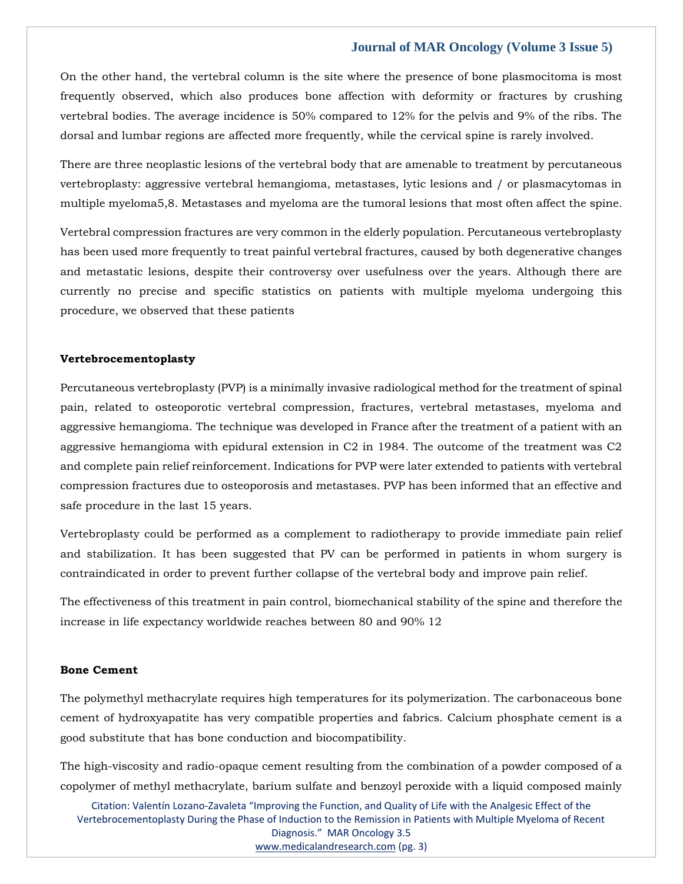On the other hand, the vertebral column is the site where the presence of bone plasmocitoma is most frequently observed, which also produces bone affection with deformity or fractures by crushing vertebral bodies. The average incidence is 50% compared to 12% for the pelvis and 9% of the ribs. The dorsal and lumbar regions are affected more frequently, while the cervical spine is rarely involved.

There are three neoplastic lesions of the vertebral body that are amenable to treatment by percutaneous vertebroplasty: aggressive vertebral hemangioma, metastases, lytic lesions and / or plasmacytomas in multiple myeloma5,8. Metastases and myeloma are the tumoral lesions that most often affect the spine.

Vertebral compression fractures are very common in the elderly population. Percutaneous vertebroplasty has been used more frequently to treat painful vertebral fractures, caused by both degenerative changes and metastatic lesions, despite their controversy over usefulness over the years. Although there are currently no precise and specific statistics on patients with multiple myeloma undergoing this procedure, we observed that these patients

### Vertebrocementoplasty

Percutaneous vertebroplasty (PVP) is a minimally invasive radiological method for the treatment of spinal pain, related to osteoporotic vertebral compression, fractures, vertebral metastases, myeloma and aggressive hemangioma. The technique was developed in France after the treatment of a patient with an aggressive hemangioma with epidural extension in C2 in 1984. The outcome of the treatment was C2 and complete pain relief reinforcement. Indications for PVP were later extended to patients with vertebral compression fractures due to osteoporosis and metastases. PVP has been informed that an effective and safe procedure in the last 15 years.

Vertebroplasty could be performed as a complement to radiotherapy to provide immediate pain relief and stabilization. It has been suggested that PV can be performed in patients in whom surgery is contraindicated in order to prevent further collapse of the vertebral body and improve pain relief.

The effectiveness of this treatment in pain control, biomechanical stability of the spine and therefore the increase in life expectancy worldwide reaches between 80 and 90% 12

### Bone Cement

The polymethyl methacrylate requires high temperatures for its polymerization. The carbonaceous bone cement of hydroxyapatite has very compatible properties and fabrics. Calcium phosphate cement is a good substitute that has bone conduction and biocompatibility.

The high-viscosity and radio-opaque cement resulting from the combination of a powder composed of a copolymer of methyl methacrylate, barium sulfate and benzoyl peroxide with a liquid composed mainly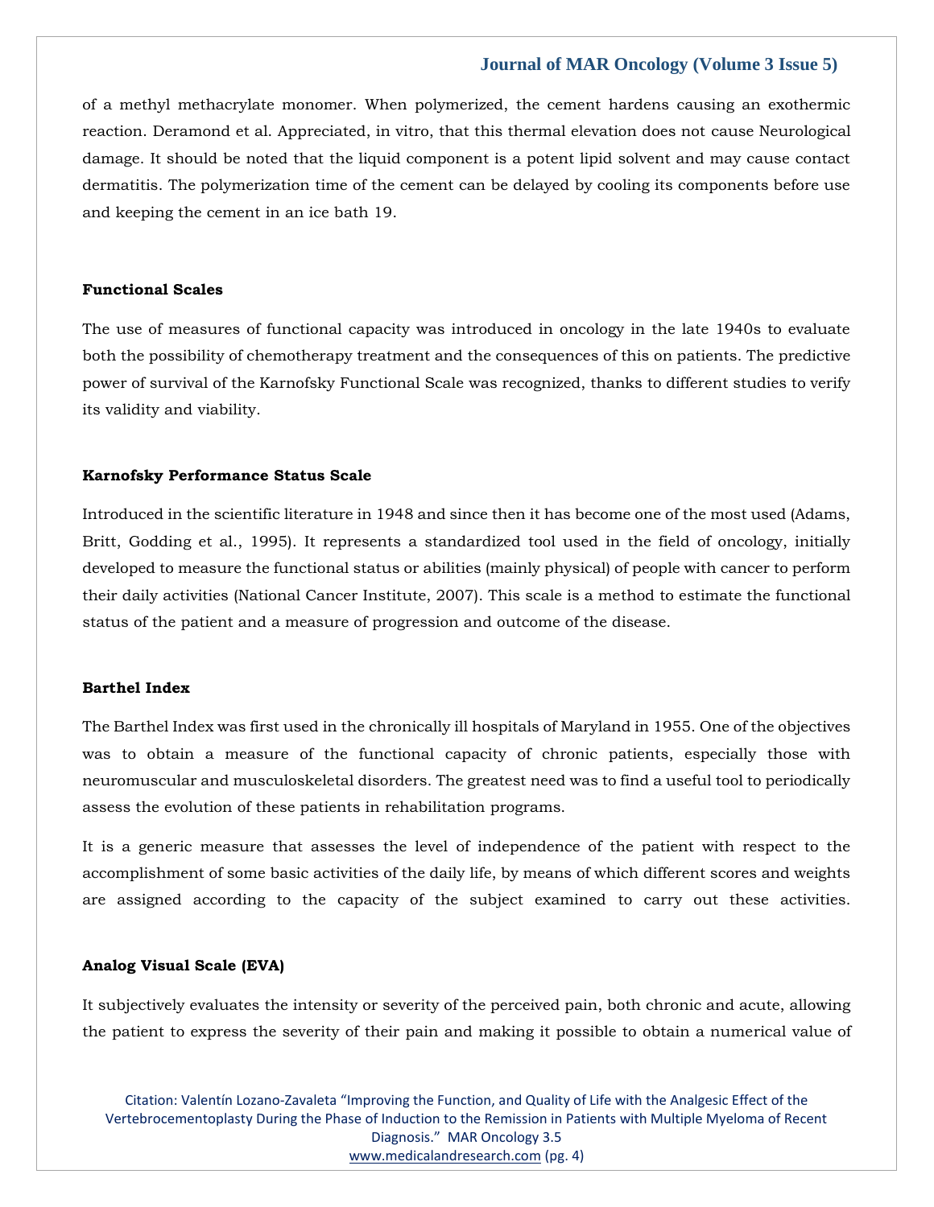of a methyl methacrylate monomer. When polymerized, the cement hardens causing an exothermic reaction. Deramond et al. Appreciated, in vitro, that this thermal elevation does not cause Neurological damage. It should be noted that the liquid component is a potent lipid solvent and may cause contact dermatitis. The polymerization time of the cement can be delayed by cooling its components before use and keeping the cement in an ice bath 19.

### Functional Scales

The use of measures of functional capacity was introduced in oncology in the late 1940s to evaluate both the possibility of chemotherapy treatment and the consequences of this on patients. The predictive power of survival of the Karnofsky Functional Scale was recognized, thanks to different studies to verify its validity and viability.

### Karnofsky Performance Status Scale

Introduced in the scientific literature in 1948 and since then it has become one of the most used (Adams, Britt, Godding et al., 1995). It represents a standardized tool used in the field of oncology, initially developed to measure the functional status or abilities (mainly physical) of people with cancer to perform their daily activities (National Cancer Institute, 2007). This scale is a method to estimate the functional status of the patient and a measure of progression and outcome of the disease.

### Barthel Index

The Barthel Index was first used in the chronically ill hospitals of Maryland in 1955. One of the objectives was to obtain a measure of the functional capacity of chronic patients, especially those with neuromuscular and musculoskeletal disorders. The greatest need was to find a useful tool to periodically assess the evolution of these patients in rehabilitation programs.

It is a generic measure that assesses the level of independence of the patient with respect to the accomplishment of some basic activities of the daily life, by means of which different scores and weights are assigned according to the capacity of the subject examined to carry out these activities.

### Analog Visual Scale (EVA)

It subjectively evaluates the intensity or severity of the perceived pain, both chronic and acute, allowing the patient to express the severity of their pain and making it possible to obtain a numerical value of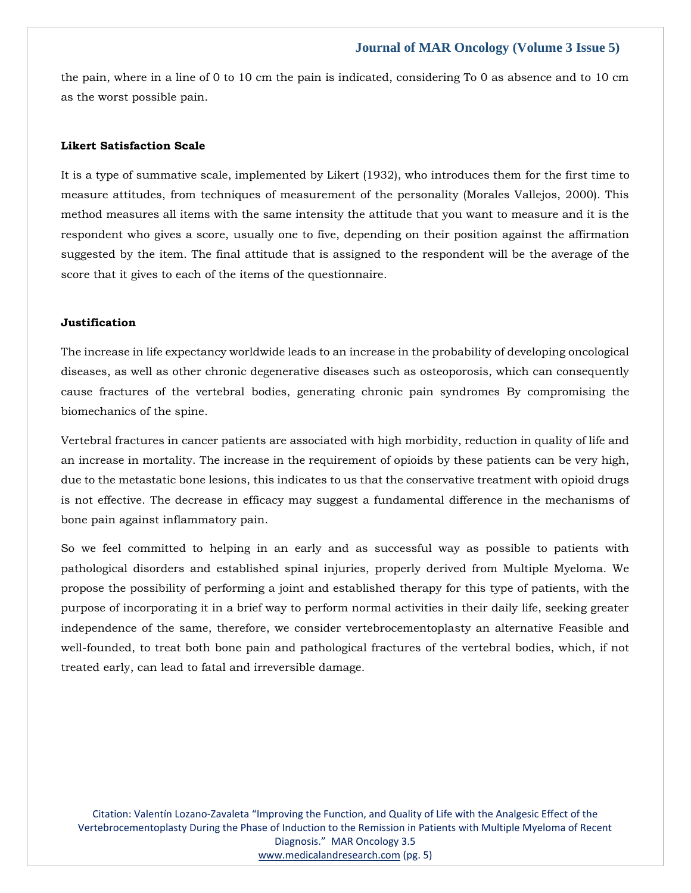the pain, where in a line of 0 to 10 cm the pain is indicated, considering To 0 as absence and to 10 cm as the worst possible pain.

### Likert Satisfaction Scale

It is a type of summative scale, implemented by Likert (1932), who introduces them for the first time to measure attitudes, from techniques of measurement of the personality (Morales Vallejos, 2000). This method measures all items with the same intensity the attitude that you want to measure and it is the respondent who gives a score, usually one to five, depending on their position against the affirmation suggested by the item. The final attitude that is assigned to the respondent will be the average of the score that it gives to each of the items of the questionnaire.

### Justification

The increase in life expectancy worldwide leads to an increase in the probability of developing oncological diseases, as well as other chronic degenerative diseases such as osteoporosis, which can consequently cause fractures of the vertebral bodies, generating chronic pain syndromes By compromising the biomechanics of the spine.

Vertebral fractures in cancer patients are associated with high morbidity, reduction in quality of life and an increase in mortality. The increase in the requirement of opioids by these patients can be very high, due to the metastatic bone lesions, this indicates to us that the conservative treatment with opioid drugs is not effective. The decrease in efficacy may suggest a fundamental difference in the mechanisms of bone pain against inflammatory pain.

So we feel committed to helping in an early and as successful way as possible to patients with pathological disorders and established spinal injuries, properly derived from Multiple Myeloma. We propose the possibility of performing a joint and established therapy for this type of patients, with the purpose of incorporating it in a brief way to perform normal activities in their daily life, seeking greater independence of the same, therefore, we consider vertebrocementoplasty an alternative Feasible and well-founded, to treat both bone pain and pathological fractures of the vertebral bodies, which, if not treated early, can lead to fatal and irreversible damage.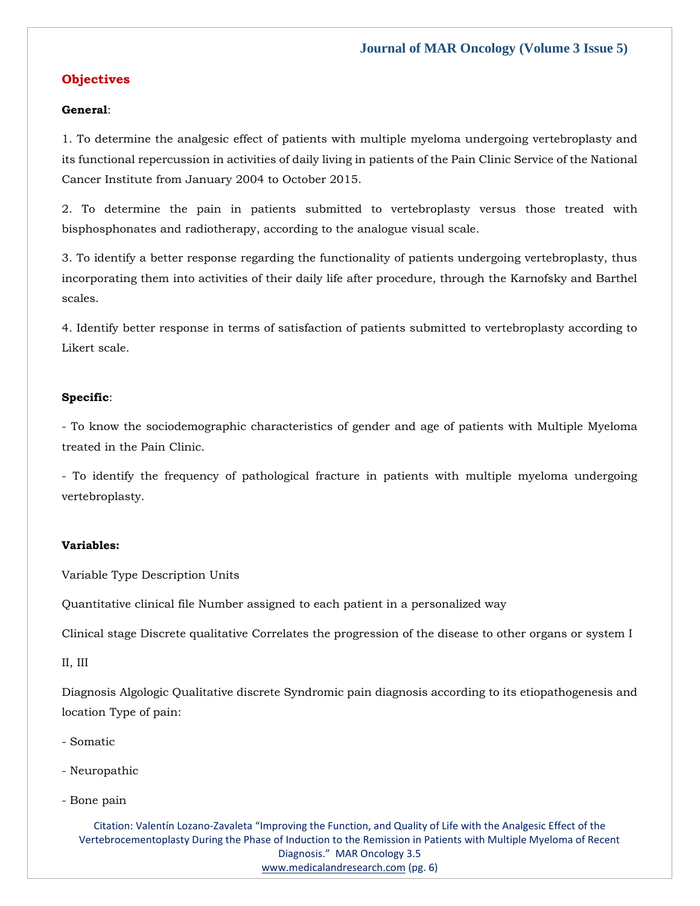## Objectives

**General**:

1. To determine the analgesic effect of patients with multiple myeloma undergoing vertebroplasty and its functional repercussion in activities of daily living in patients of the Pain Clinic Service of the National Cancer Institute from January 2004 to October 2015.

2. To determine the pain in patients submitted to vertebroplasty versus those treated with bisphosphonates and radiotherapy, according to the analogue visual scale.

3. To identify a better response regarding the functionality of patients undergoing vertebroplasty, thus incorporating them into activities of their daily life after procedure, through the Karnofsky and Barthel scales.

4. Identify better response in terms of satisfaction of patients submitted to vertebroplasty according to Likert scale.

**Specific**:

- To know the sociodemographic characteristics of gender and age of patients with Multiple Myeloma treated in the Pain Clinic.

- To identify the frequency of pathological fracture in patients with multiple myeloma undergoing vertebroplasty.

**Variables:**

Variable Type Description Units

Quantitative clinical file Number assigned to each patient in a personalized way

Clinical stage Discrete qualitative Correlates the progression of the disease to other organs or system I

II, III

Diagnosis Algologic Qualitative discrete Syndromic pain diagnosis according to its etiopathogenesis and location Type of pain:

- Somatic

- Neuropathic

- Bone pain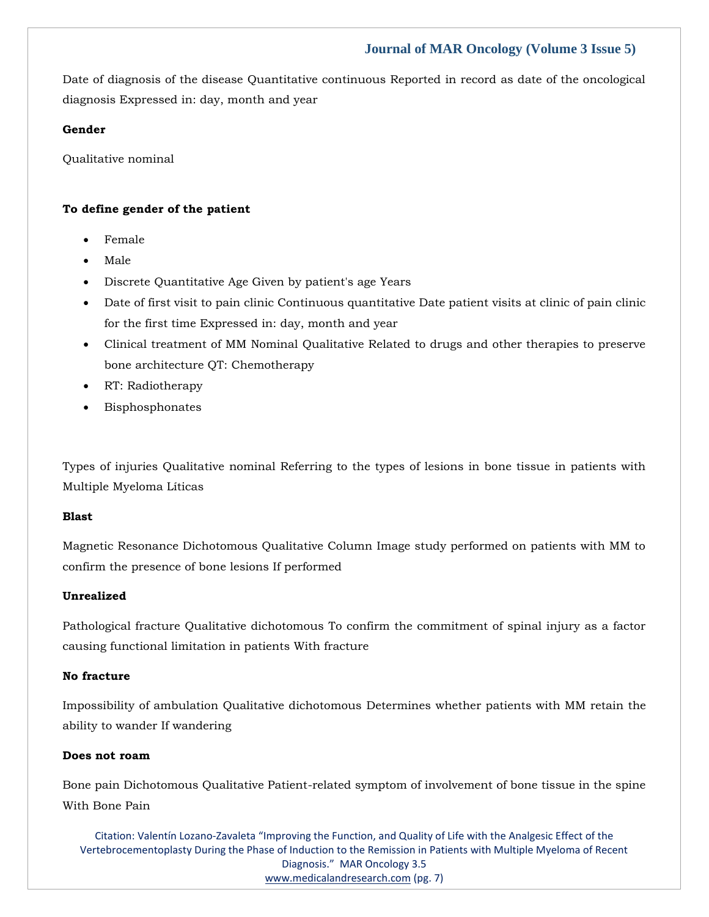Date of diagnosis of the disease Quantitative continuous Reported in record as date of the oncological diagnosis Expressed in: day, month and year

**Gender**

Qualitative nominal

**To define gender of the patient**

- Female
- Male
- Discrete Quantitative Age Given by patient's age Years
- Date of first visit to pain clinic Continuous quantitative Date patient visits at clinic of pain clinic for the first time Expressed in: day, month and year
- Clinical treatment of MM Nominal Qualitative Related to drugs and other therapies to preserve bone architecture QT: Chemotherapy
- RT: Radiotherapy
- Bisphosphonates

Types of injuries Qualitative nominal Referring to the types of lesions in bone tissue in patients with Multiple Myeloma Líticas

**Blast**

Magnetic Resonance Dichotomous Qualitative Column Image study performed on patients with MM to confirm the presence of bone lesions If performed

**Unrealized**

Pathological fracture Qualitative dichotomous To confirm the commitment of spinal injury as a factor causing functional limitation in patients With fracture

**No fracture**

Impossibility of ambulation Qualitative dichotomous Determines whether patients with MM retain the ability to wander If wandering

**Does not roam**

Bone pain Dichotomous Qualitative Patient-related symptom of involvement of bone tissue in the spine With Bone Pain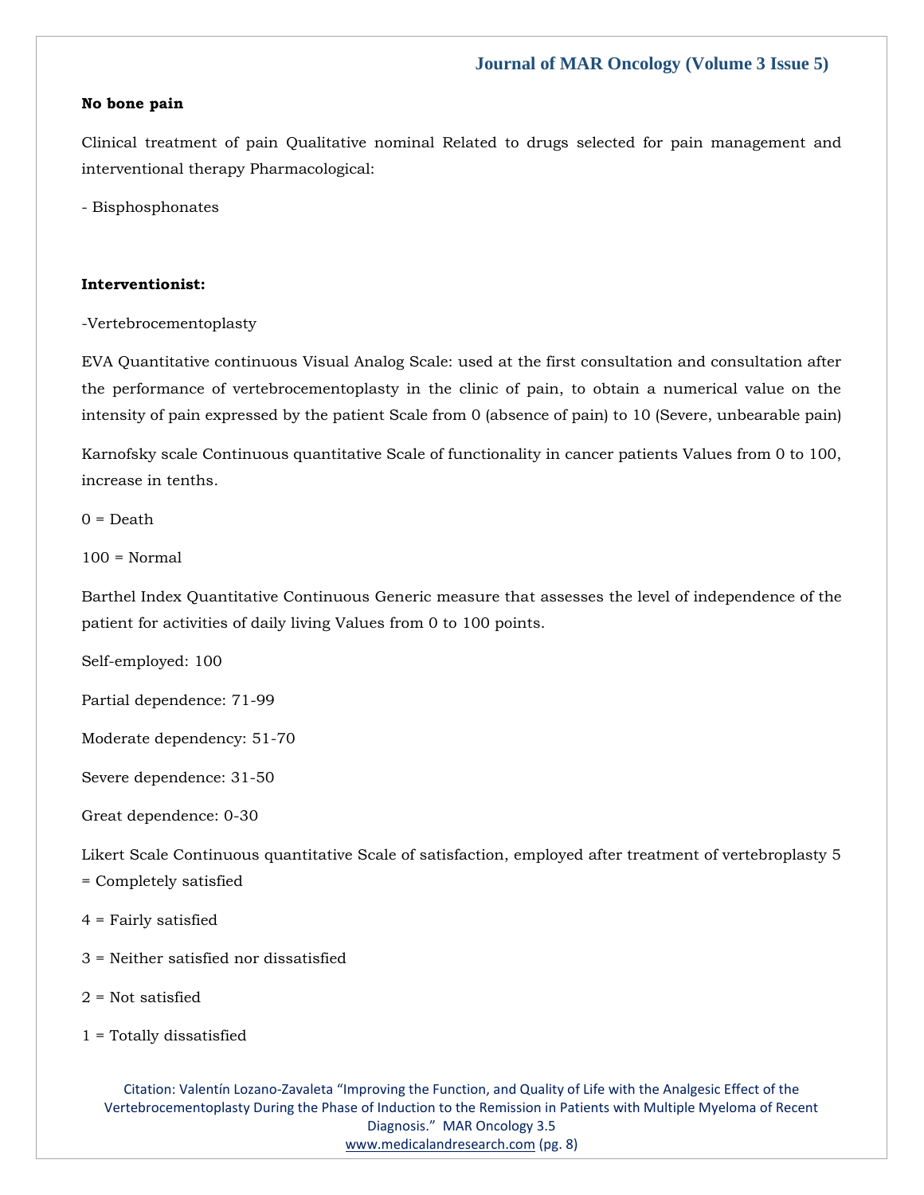**No bone pain**

Clinical treatment of pain Qualitative nominal Related to drugs selected for pain management and interventional therapy Pharmacological:

- Bisphosphonates

**Interventionist:**

-Vertebrocementoplasty

EVA Quantitative continuous Visual Analog Scale: used at the first consultation and consultation after the performance of vertebrocementoplasty in the clinic of pain, to obtain a numerical value on the intensity of pain expressed by the patient Scale from 0 (absence of pain) to 10 (Severe, unbearable pain)

Karnofsky scale Continuous quantitative Scale of functionality in cancer patients Values from 0 to 100, increase in tenths.

0 = Death

100 = Normal

Barthel Index Quantitative Continuous Generic measure that assesses the level of independence of the patient for activities of daily living Values from 0 to 100 points.

Self-employed: 100

Partial dependence: 71-99

Moderate dependency: 51-70

Severe dependence: 31-50

Great dependence: 0-30

Likert Scale Continuous quantitative Scale of satisfaction, employed after treatment of vertebroplasty 5 = Completely satisfied

4 = Fairly satisfied

3 = Neither satisfied nor dissatisfied

2 = Not satisfied

1 = Totally dissatisfied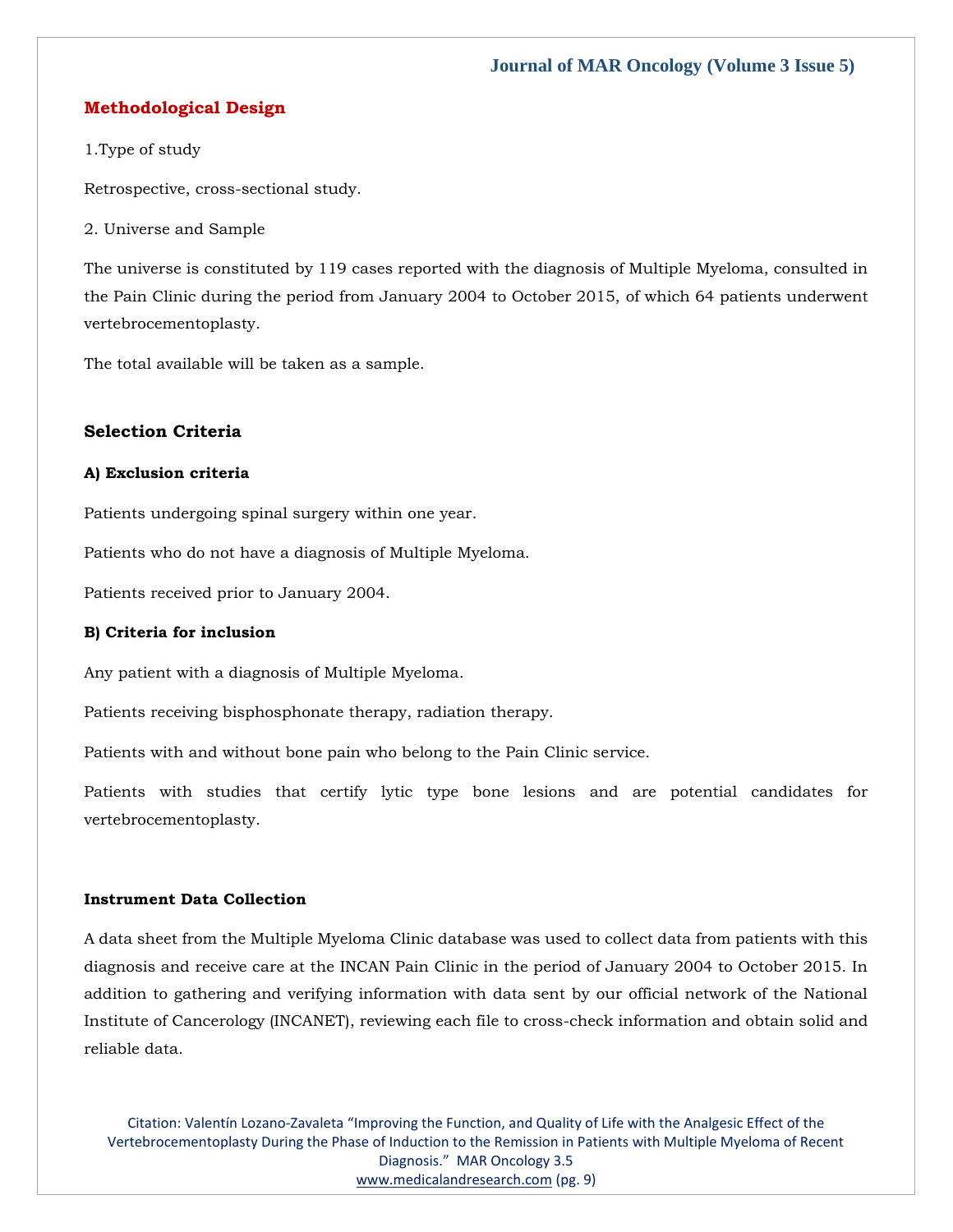## Methodological Design

1.Type of study

Retrospective, cross-sectional study.

2. Universe and Sample

The universe is constituted by 119 cases reported with the diagnosis of Multiple Myeloma, consulted in the Pain Clinic during the period from January 2004 to October 2015, of which 64 patients underwent vertebrocementoplasty.

The total available will be taken as a sample.

### Selection Criteria

**A) Exclusion criteria**

Patients undergoing spinal surgery within one year.

Patients who do not have a diagnosis of Multiple Myeloma.

Patients received prior to January 2004.

**B) Criteria for inclusion**

Any patient with a diagnosis of Multiple Myeloma.

Patients receiving bisphosphonate therapy, radiation therapy.

Patients with and without bone pain who belong to the Pain Clinic service.

Patients with studies that certify lytic type bone lesions and are potential candidates for vertebrocementoplasty.

### Instrument Data Collection

A data sheet from the Multiple Myeloma Clinic database was used to collect data from patients with this diagnosis and receive care at the INCAN Pain Clinic in the period of January 2004 to October 2015. In addition to gathering and verifying information with data sent by our official network of the National Institute of Cancerology (INCANET), reviewing each file to cross-check information and obtain solid and reliable data.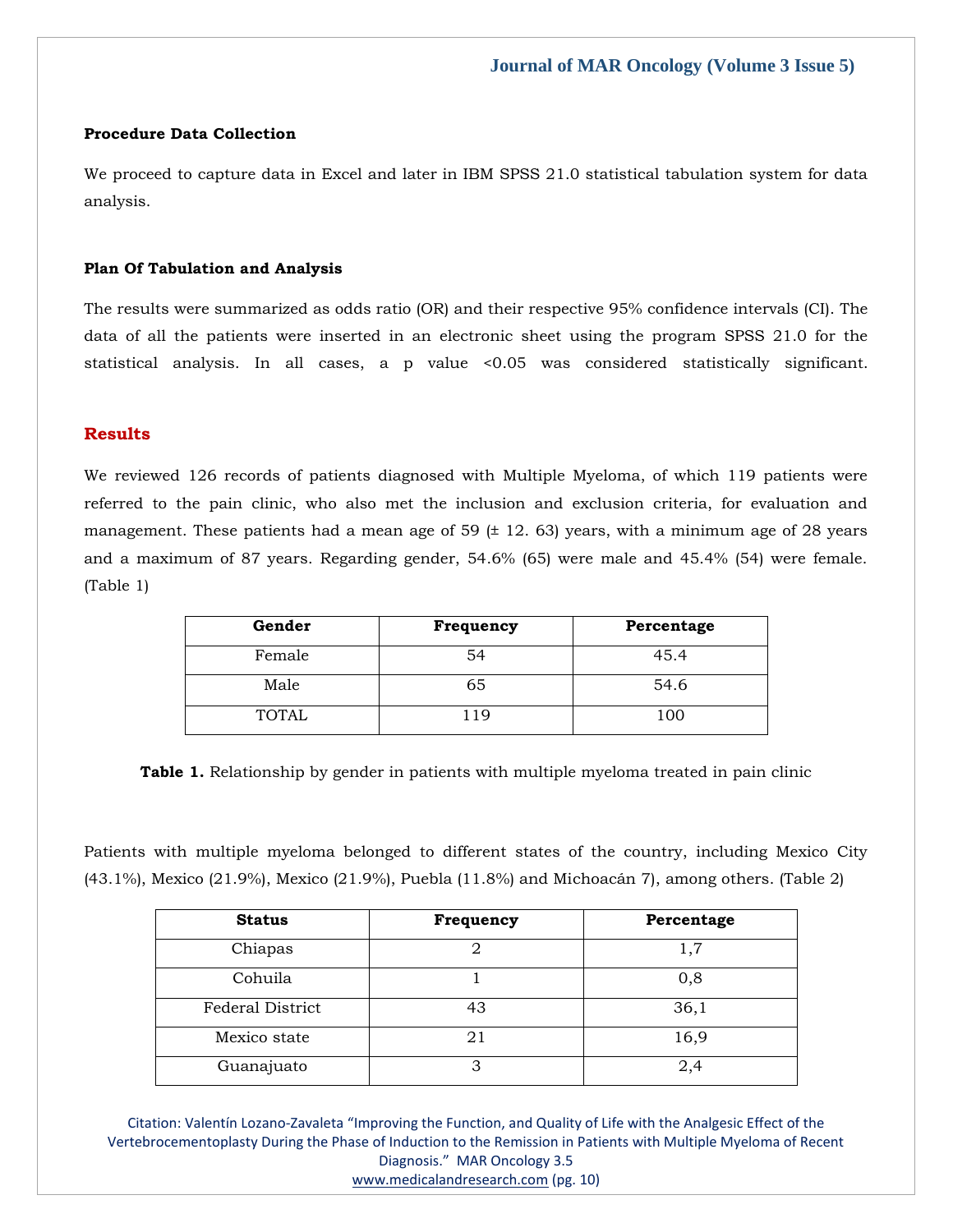### Procedure Data Collection

We proceed to capture data in Excel and later in IBM SPSS 21.0 statistical tabulation system for data analysis.

### Plan Of Tabulation and Analysis

The results were summarized as odds ratio (OR) and their respective 95% confidence intervals (CI). The data of all the patients were inserted in an electronic sheet using the program SPSS 21.0 for the statistical analysis. In all cases, a p value <0.05 was considered statistically significant.

## Results

We reviewed 126 records of patients diagnosed with Multiple Myeloma, of which 119 patients were referred to the pain clinic, who also met the inclusion and exclusion criteria, for evaluation and management. These patients had a mean age of 59 (± 12. 63) years, with a minimum age of 28 years and a maximum of 87 years. Regarding gender, 54.6% (65) were male and 45.4% (54) were female. (Table 1)

| Gender | Frequency | Percentage |
|---|---|---|
| Female | 54 | 45.4 |
| Male | 65 | 54.6 |
| TOTAL | 119 | 100 |

**Table 1.** Relationship by gender in patients with multiple myeloma treated in pain clinic

Patients with multiple myeloma belonged to different states of the country, including Mexico City (43.1%), Mexico (21.9%), Mexico (21.9%), Puebla (11.8%) and Michoacán 7), among others. (Table 2)

| Status | Frequency | Percentage |
|---|---|---|
| Chiapas | 2 | 1,7 |
| Cohuila | 1 | 0,8 |
| Federal District | 43 | 36,1 |
| Mexico state | 21 | 16,9 |
| Guanajuato | 3 | 2,4 |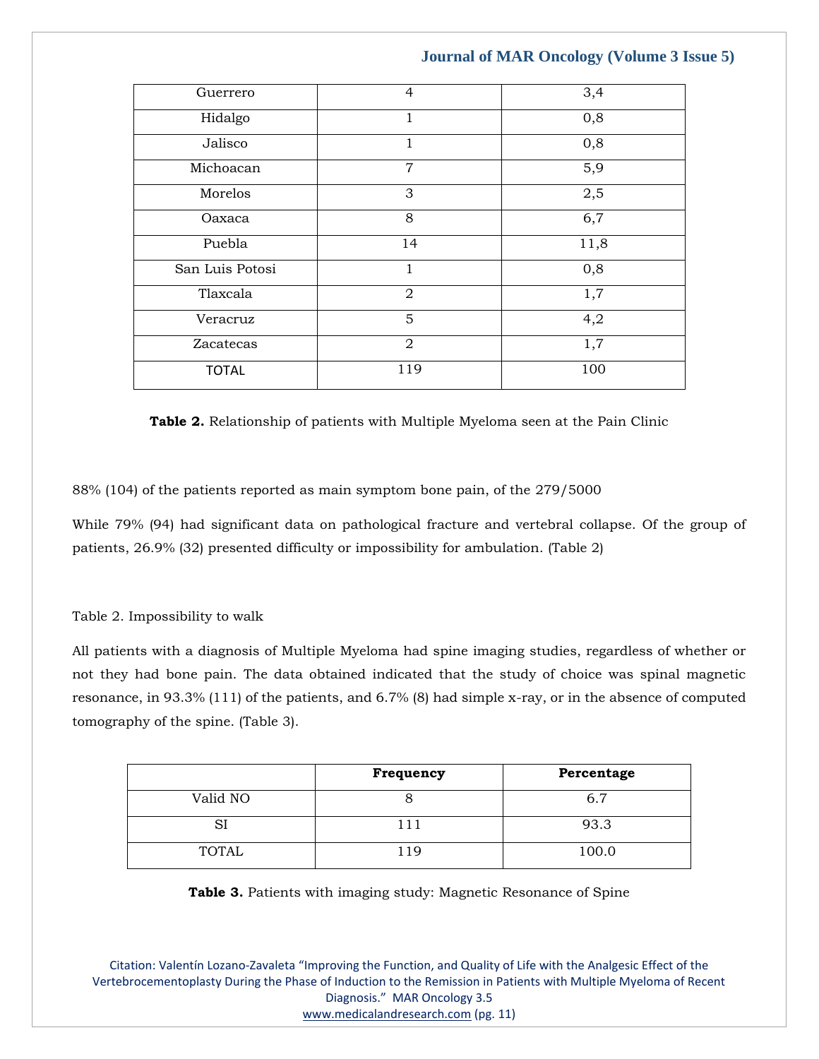| Guerrero | 4 | 3,4 |
|---|---|---|
| Hidalgo | 1 | 0,8 |
| Jalisco | 1 | 0,8 |
| Michoacan | 7 | 5,9 |
| Morelos | 3 | 2,5 |
| Oaxaca | 8 | 6,7 |
| Puebla | 14 | 11,8 |
| San Luis Potosi | 1 | 0,8 |
| Tlaxcala | 2 | 1,7 |
| Veracruz | 5 | 4,2 |
| Zacatecas | 2 | 1,7 |
| TOTAL | 119 | 100 |

**Table 2.** Relationship of patients with Multiple Myeloma seen at the Pain Clinic

88% (104) of the patients reported as main symptom bone pain, of the 279/5000

While 79% (94) had significant data on pathological fracture and vertebral collapse. Of the group of patients, 26.9% (32) presented difficulty or impossibility for ambulation. (Table 2)

Table 2. Impossibility to walk

All patients with a diagnosis of Multiple Myeloma had spine imaging studies, regardless of whether or not they had bone pain. The data obtained indicated that the study of choice was spinal magnetic resonance, in 93.3% (111) of the patients, and 6.7% (8) had simple x-ray, or in the absence of computed tomography of the spine. (Table 3).

| | Frequency | Percentage |
|---|---|---|
| Valid NO | 8 | 6.7 |
| SI | 111 | 93.3 |
| TOTAL | 119 | 100.0 |

**Table 3.** Patients with imaging study: Magnetic Resonance of Spine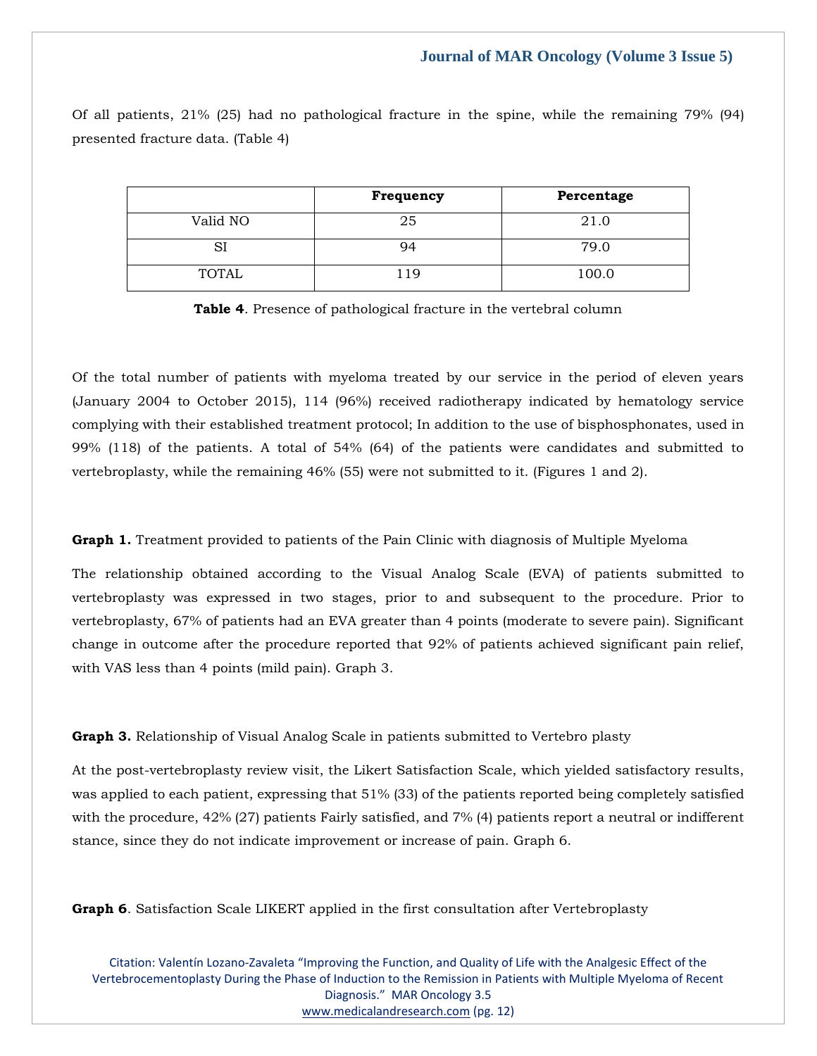Of all patients, 21% (25) had no pathological fracture in the spine, while the remaining 79% (94) presented fracture data. (Table 4)

| | **Frequency** | **Percentage** |
|---|---|---|
| Valid NO | 25 | 21.0 |
| SI | 94 | 79.0 |
| TOTAL | 119 | 100.0 |

**Table 4**. Presence of pathological fracture in the vertebral column

Of the total number of patients with myeloma treated by our service in the period of eleven years (January 2004 to October 2015), 114 (96%) received radiotherapy indicated by hematology service complying with their established treatment protocol; In addition to the use of bisphosphonates, used in 99% (118) of the patients. A total of 54% (64) of the patients were candidates and submitted to vertebroplasty, while the remaining 46% (55) were not submitted to it. (Figures 1 and 2).

**Graph 1.** Treatment provided to patients of the Pain Clinic with diagnosis of Multiple Myeloma

The relationship obtained according to the Visual Analog Scale (EVA) of patients submitted to vertebroplasty was expressed in two stages, prior to and subsequent to the procedure. Prior to vertebroplasty, 67% of patients had an EVA greater than 4 points (moderate to severe pain). Significant change in outcome after the procedure reported that 92% of patients achieved significant pain relief, with VAS less than 4 points (mild pain). Graph 3.

**Graph 3.** Relationship of Visual Analog Scale in patients submitted to Vertebro plasty

At the post-vertebroplasty review visit, the Likert Satisfaction Scale, which yielded satisfactory results, was applied to each patient, expressing that 51% (33) of the patients reported being completely satisfied with the procedure, 42% (27) patients Fairly satisfied, and 7% (4) patients report a neutral or indifferent stance, since they do not indicate improvement or increase of pain. Graph 6.

**Graph 6**. Satisfaction Scale LIKERT applied in the first consultation after Vertebroplasty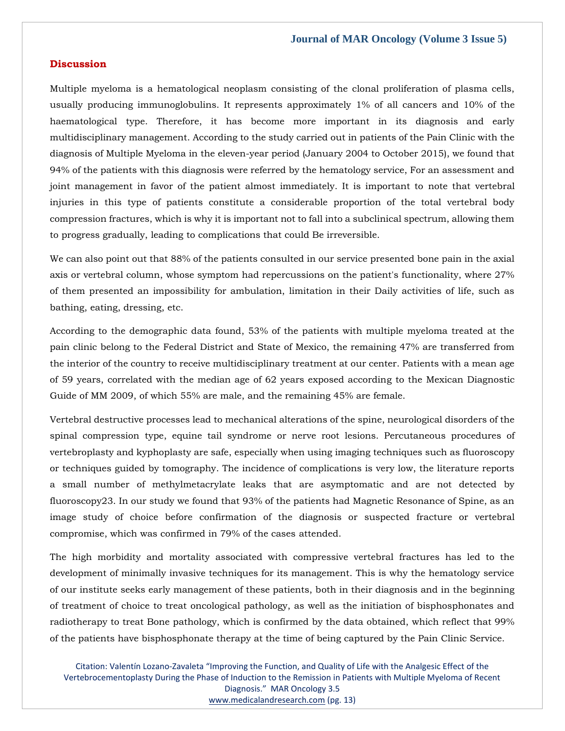## Discussion

Multiple myeloma is a hematological neoplasm consisting of the clonal proliferation of plasma cells, usually producing immunoglobulins. It represents approximately 1% of all cancers and 10% of the haematological type. Therefore, it has become more important in its diagnosis and early multidisciplinary management. According to the study carried out in patients of the Pain Clinic with the diagnosis of Multiple Myeloma in the eleven-year period (January 2004 to October 2015), we found that 94% of the patients with this diagnosis were referred by the hematology service, For an assessment and joint management in favor of the patient almost immediately. It is important to note that vertebral injuries in this type of patients constitute a considerable proportion of the total vertebral body compression fractures, which is why it is important not to fall into a subclinical spectrum, allowing them to progress gradually, leading to complications that could Be irreversible.

We can also point out that 88% of the patients consulted in our service presented bone pain in the axial axis or vertebral column, whose symptom had repercussions on the patient's functionality, where 27% of them presented an impossibility for ambulation, limitation in their Daily activities of life, such as bathing, eating, dressing, etc.

According to the demographic data found, 53% of the patients with multiple myeloma treated at the pain clinic belong to the Federal District and State of Mexico, the remaining 47% are transferred from the interior of the country to receive multidisciplinary treatment at our center. Patients with a mean age of 59 years, correlated with the median age of 62 years exposed according to the Mexican Diagnostic Guide of MM 2009, of which 55% are male, and the remaining 45% are female.

Vertebral destructive processes lead to mechanical alterations of the spine, neurological disorders of the spinal compression type, equine tail syndrome or nerve root lesions. Percutaneous procedures of vertebroplasty and kyphoplasty are safe, especially when using imaging techniques such as fluoroscopy or techniques guided by tomography. The incidence of complications is very low, the literature reports a small number of methylmetacrylate leaks that are asymptomatic and are not detected by fluoroscopy23. In our study we found that 93% of the patients had Magnetic Resonance of Spine, as an image study of choice before confirmation of the diagnosis or suspected fracture or vertebral compromise, which was confirmed in 79% of the cases attended.

The high morbidity and mortality associated with compressive vertebral fractures has led to the development of minimally invasive techniques for its management. This is why the hematology service of our institute seeks early management of these patients, both in their diagnosis and in the beginning of treatment of choice to treat oncological pathology, as well as the initiation of bisphosphonates and radiotherapy to treat Bone pathology, which is confirmed by the data obtained, which reflect that 99% of the patients have bisphosphonate therapy at the time of being captured by the Pain Clinic Service.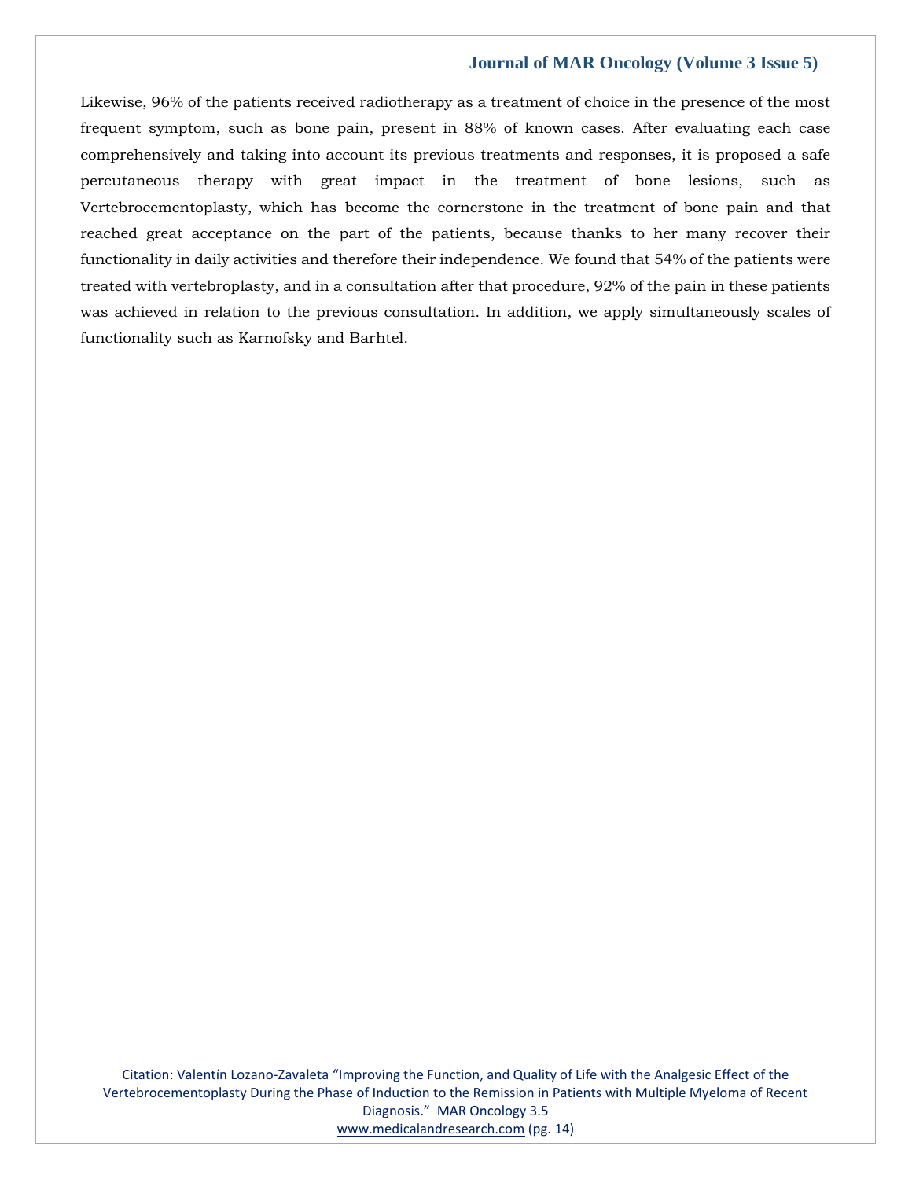Likewise, 96% of the patients received radiotherapy as a treatment of choice in the presence of the most frequent symptom, such as bone pain, present in 88% of known cases. After evaluating each case comprehensively and taking into account its previous treatments and responses, it is proposed a safe percutaneous therapy with great impact in the treatment of bone lesions, such as Vertebrocementoplasty, which has become the cornerstone in the treatment of bone pain and that reached great acceptance on the part of the patients, because thanks to her many recover their functionality in daily activities and therefore their independence. We found that 54% of the patients were treated with vertebroplasty, and in a consultation after that procedure, 92% of the pain in these patients was achieved in relation to the previous consultation. In addition, we apply simultaneously scales of functionality such as Karnofsky and Barhtel.